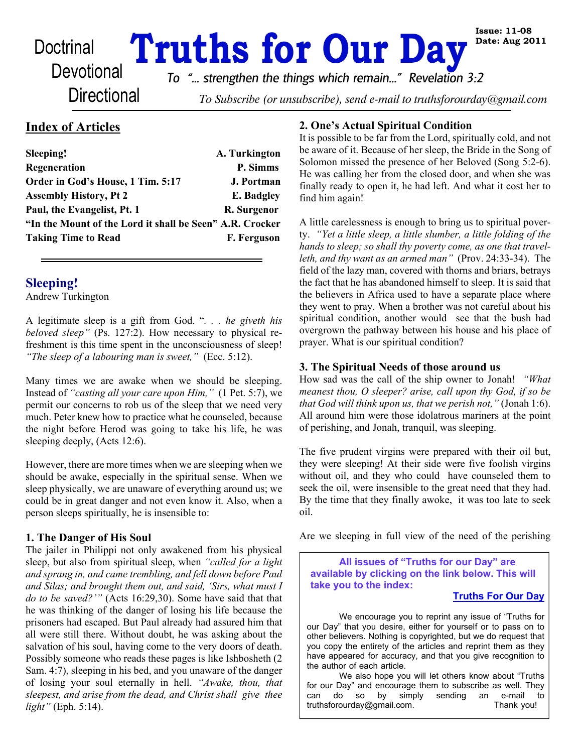Doctrinal
Devotional
Directional

# Truths for Our Day

**Issue: 11-08**
**Date: Aug 2011**

*To "... strengthen the things which remain..." Revelation 3:2*

*To Subscribe (or unsubscribe), send e-mail to truthsforourday@gmail.com*

## Index of Articles

| | |
|---|---|
| **Sleeping!** | **A. Turkington** |
| **Regeneration** | **P. Simms** |
| **Order in God's House, 1 Tim. 5:17** | **J. Portman** |
| **Assembly History, Pt 2** | **E. Badgley** |
| **Paul, the Evangelist, Pt. 1** | **R. Surgenor** |
| **"In the Mount of the Lord it shall be Seen"** | **A.R. Crocker** |
| **Taking Time to Read** | **F. Ferguson** |

## Sleeping!

Andrew Turkington

A legitimate sleep is a gift from God. "*. . . he giveth his beloved sleep"* (Ps. 127:2). How necessary to physical refreshment is this time spent in the unconsciousness of sleep! *"The sleep of a labouring man is sweet,"* (Ecc. 5:12).

Many times we are awake when we should be sleeping. Instead of *"casting all your care upon Him,"* (1 Pet. 5:7), we permit our concerns to rob us of the sleep that we need very much. Peter knew how to practice what he counseled, because the night before Herod was going to take his life, he was sleeping deeply, (Acts 12:6).

However, there are more times when we are sleeping when we should be awake, especially in the spiritual sense. When we sleep physically, we are unaware of everything around us; we could be in great danger and not even know it. Also, when a person sleeps spiritually, he is insensible to:

### 1. The Danger of His Soul

The jailer in Philippi not only awakened from his physical sleep, but also from spiritual sleep, when *"called for a light and sprang in, and came trembling, and fell down before Paul and Silas; and brought them out, and said, 'Sirs, what must I do to be saved?'"* (Acts 16:29,30). Some have said that that he was thinking of the danger of losing his life because the prisoners had escaped. But Paul already had assured him that all were still there. Without doubt, he was asking about the salvation of his soul, having come to the very doors of death. Possibly someone who reads these pages is like Ishbosheth (2 Sam. 4:7), sleeping in his bed, and you unaware of the danger of losing your soul eternally in hell. *"Awake, thou, that sleepest, and arise from the dead, and Christ shall give thee light"* (Eph. 5:14).

### 2. One's Actual Spiritual Condition

It is possible to be far from the Lord, spiritually cold, and not be aware of it. Because of her sleep, the Bride in the Song of Solomon missed the presence of her Beloved (Song 5:2-6). He was calling her from the closed door, and when she was finally ready to open it, he had left. And what it cost her to find him again!

A little carelessness is enough to bring us to spiritual poverty. *"Yet a little sleep, a little slumber, a little folding of the hands to sleep; so shall thy poverty come, as one that travelleth, and thy want as an armed man"* (Prov. 24:33-34). The field of the lazy man, covered with thorns and briars, betrays the fact that he has abandoned himself to sleep. It is said that the believers in Africa used to have a separate place where they went to pray. When a brother was not careful about his spiritual condition, another would see that the bush had overgrown the pathway between his house and his place of prayer. What is our spiritual condition?

### 3. The Spiritual Needs of those around us

How sad was the call of the ship owner to Jonah! *"What meanest thou, O sleeper? arise, call upon thy God, if so be that God will think upon us, that we perish not,"* (Jonah 1:6). All around him were those idolatrous mariners at the point of perishing, and Jonah, tranquil, was sleeping.

The five prudent virgins were prepared with their oil but, they were sleeping! At their side were five foolish virgins without oil, and they who could have counseled them to seek the oil, were insensible to the great need that they had. By the time that they finally awoke, it was too late to seek oil.

Are we sleeping in full view of the need of the perishing

---

**All issues of "Truths for our Day" are available by clicking on the link below. This will take you to the index:**

**Truths For Our Day**

We encourage you to reprint any issue of "Truths for our Day" that you desire, either for yourself or to pass on to other believers. Nothing is copyrighted, but we do request that you copy the entirety of the articles and reprint them as they have appeared for accuracy, and that you give recognition to the author of each article.

We also hope you will let others know about "Truths for our Day" and encourage them to subscribe as well. They can do so by simply sending an e-mail to truthsforourday@gmail.com. Thank you!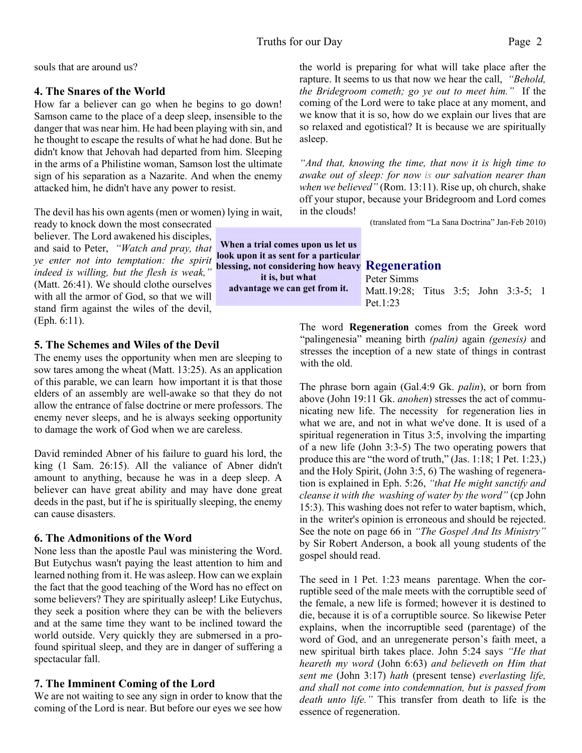souls that are around us?

### 4. The Snares of the World

How far a believer can go when he begins to go down! Samson came to the place of a deep sleep, insensible to the danger that was near him. He had been playing with sin, and he thought to escape the results of what he had done. But he didn't know that Jehovah had departed from him. Sleeping in the arms of a Philistine woman, Samson lost the ultimate sign of his separation as a Nazarite. And when the enemy attacked him, he didn't have any power to resist.

The devil has his own agents (men or women) lying in wait, ready to knock down the most consecrated believer. The Lord awakened his disciples, and said to Peter, *"Watch and pray, that ye enter not into temptation: the spirit indeed is willing, but the flesh is weak,"* (Matt. 26:41). We should clothe ourselves with all the armor of God, so that we will stand firm against the wiles of the devil, (Eph. 6:11).

**When a trial comes upon us let us look upon it as sent for a particular blessing, not considering how heavy it is, but what advantage we can get from it.**

### 5. The Schemes and Wiles of the Devil

The enemy uses the opportunity when men are sleeping to sow tares among the wheat (Matt. 13:25). As an application of this parable, we can learn how important it is that those elders of an assembly are well-awake so that they do not allow the entrance of false doctrine or mere professors. The enemy never sleeps, and he is always seeking opportunity to damage the work of God when we are careless.

David reminded Abner of his failure to guard his lord, the king (1 Sam. 26:15). All the valiance of Abner didn't amount to anything, because he was in a deep sleep. A believer can have great ability and may have done great deeds in the past, but if he is spiritually sleeping, the enemy can cause disasters.

### 6. The Admonitions of the Word

None less than the apostle Paul was ministering the Word. But Eutychus wasn't paying the least attention to him and learned nothing from it. He was asleep. How can we explain the fact that the good teaching of the Word has no effect on some believers? They are spiritually asleep! Like Eutychus, they seek a position where they can be with the believers and at the same time they want to be inclined toward the world outside. Very quickly they are submersed in a profound spiritual sleep, and they are in danger of suffering a spectacular fall.

### 7. The Imminent Coming of the Lord

We are not waiting to see any sign in order to know that the coming of the Lord is near. But before our eyes we see how the world is preparing for what will take place after the rapture. It seems to us that now we hear the call, *"Behold, the Bridegroom cometh; go ye out to meet him."* If the coming of the Lord were to take place at any moment, and we know that it is so, how do we explain our lives that are so relaxed and egotistical? It is because we are spiritually asleep.

*"And that, knowing the time, that now it is high time to awake out of sleep: for now is our salvation nearer than when we believed"* (Rom. 13:11). Rise up, oh church, shake off your stupor, because your Bridegroom and Lord comes in the clouds!

(translated from "La Sana Doctrina" Jan-Feb 2010)

## Regeneration

Peter Simms

Matt.19:28; Titus 3:5; John 3:3-5; 1 Pet.1:23

The word **Regeneration** comes from the Greek word "palingenesia" meaning birth *(palin)* again *(genesis)* and stresses the inception of a new state of things in contrast with the old.

The phrase born again (Gal.4:9 Gk. *palin*), or born from above (John 19:11 Gk. *anohen*) stresses the act of communicating new life. The necessity for regeneration lies in what we are, and not in what we've done. It is used of a spiritual regeneration in Titus 3:5, involving the imparting of a new life (John 3:3-5) The two operating powers that produce this are "the word of truth," (Jas. 1:18; 1 Pet. 1:23,) and the Holy Spirit, (John 3:5, 6) The washing of regeneration is explained in Eph. 5:26, *"that He might sanctify and cleanse it with the washing of water by the word"* (cp John 15:3). This washing does not refer to water baptism, which, in the writer's opinion is erroneous and should be rejected. See the note on page 66 in *"The Gospel And Its Ministry"* by Sir Robert Anderson, a book all young students of the gospel should read.

The seed in 1 Pet. 1:23 means parentage. When the corruptible seed of the male meets with the corruptible seed of the female, a new life is formed; however it is destined to die, because it is of a corruptible source. So likewise Peter explains, when the incorruptible seed (parentage) of the word of God, and an unregenerate person's faith meet, a new spiritual birth takes place. John 5:24 says *"He that heareth my word* (John 6:63) *and believeth on Him that sent me* (John 3:17) *hath* (present tense) *everlasting life, and shall not come into condemnation, but is passed from death unto life."* This transfer from death to life is the essence of regeneration.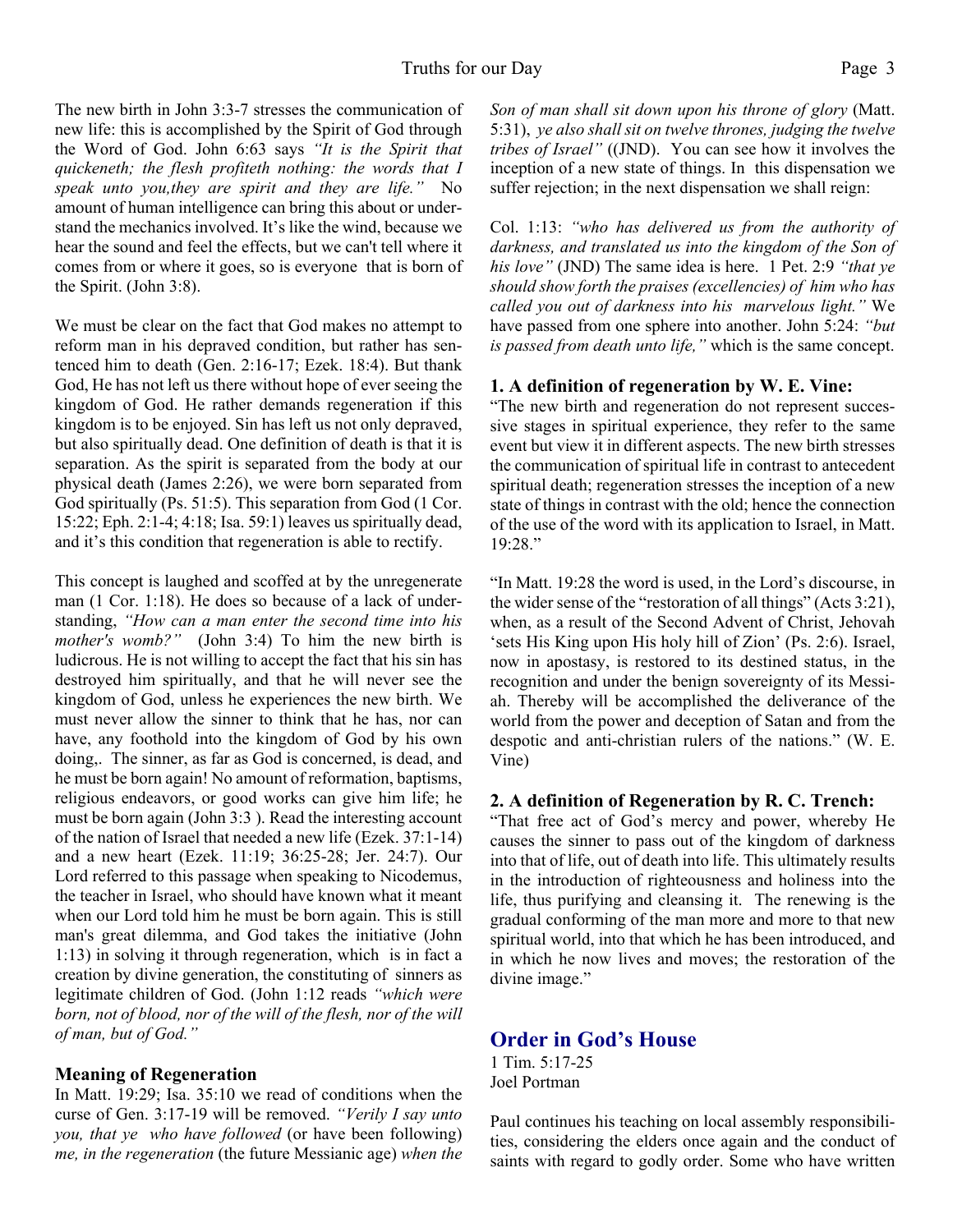The new birth in John 3:3-7 stresses the communication of new life: this is accomplished by the Spirit of God through the Word of God. John 6:63 says *"It is the Spirit that quickeneth; the flesh profiteth nothing: the words that I speak unto you,they are spirit and they are life."* No amount of human intelligence can bring this about or understand the mechanics involved. It's like the wind, because we hear the sound and feel the effects, but we can't tell where it comes from or where it goes, so is everyone that is born of the Spirit. (John 3:8).

We must be clear on the fact that God makes no attempt to reform man in his depraved condition, but rather has sentenced him to death (Gen. 2:16-17; Ezek. 18:4). But thank God, He has not left us there without hope of ever seeing the kingdom of God. He rather demands regeneration if this kingdom is to be enjoyed. Sin has left us not only depraved, but also spiritually dead. One definition of death is that it is separation. As the spirit is separated from the body at our physical death (James 2:26), we were born separated from God spiritually (Ps. 51:5). This separation from God (1 Cor. 15:22; Eph. 2:1-4; 4:18; Isa. 59:1) leaves us spiritually dead, and it's this condition that regeneration is able to rectify.

This concept is laughed and scoffed at by the unregenerate man (1 Cor. 1:18). He does so because of a lack of understanding, *"How can a man enter the second time into his mother's womb?"* (John 3:4) To him the new birth is ludicrous. He is not willing to accept the fact that his sin has destroyed him spiritually, and that he will never see the kingdom of God, unless he experiences the new birth. We must never allow the sinner to think that he has, nor can have, any foothold into the kingdom of God by his own doing,. The sinner, as far as God is concerned, is dead, and he must be born again! No amount of reformation, baptisms, religious endeavors, or good works can give him life; he must be born again (John 3:3 ). Read the interesting account of the nation of Israel that needed a new life (Ezek. 37:1-14) and a new heart (Ezek. 11:19; 36:25-28; Jer. 24:7). Our Lord referred to this passage when speaking to Nicodemus, the teacher in Israel, who should have known what it meant when our Lord told him he must be born again. This is still man's great dilemma, and God takes the initiative (John 1:13) in solving it through regeneration, which is in fact a creation by divine generation, the constituting of sinners as legitimate children of God. (John 1:12 reads *"which were born, not of blood, nor of the will of the flesh, nor of the will of man, but of God."*

### Meaning of Regeneration

In Matt. 19:29; Isa. 35:10 we read of conditions when the curse of Gen. 3:17-19 will be removed. *"Verily I say unto you, that ye who have followed* (or have been following) *me, in the regeneration* (the future Messianic age) *when the Son of man shall sit down upon his throne of glory* (Matt. 5:31), *ye also shall sit on twelve thrones, judging the twelve tribes of Israel"* ((JND). You can see how it involves the inception of a new state of things. In this dispensation we suffer rejection; in the next dispensation we shall reign:

Col. 1:13: *"who has delivered us from the authority of darkness, and translated us into the kingdom of the Son of his love"* (JND) The same idea is here. 1 Pet. 2:9 *"that ye should show forth the praises (excellencies) of him who has called you out of darkness into his marvelous light."* We have passed from one sphere into another. John 5:24: *"but is passed from death unto life,"* which is the same concept.

### 1. A definition of regeneration by W. E. Vine:

"The new birth and regeneration do not represent successive stages in spiritual experience, they refer to the same event but view it in different aspects. The new birth stresses the communication of spiritual life in contrast to antecedent spiritual death; regeneration stresses the inception of a new state of things in contrast with the old; hence the connection of the use of the word with its application to Israel, in Matt. 19:28."

"In Matt. 19:28 the word is used, in the Lord's discourse, in the wider sense of the "restoration of all things" (Acts 3:21), when, as a result of the Second Advent of Christ, Jehovah 'sets His King upon His holy hill of Zion' (Ps. 2:6). Israel, now in apostasy, is restored to its destined status, in the recognition and under the benign sovereignty of its Messiah. Thereby will be accomplished the deliverance of the world from the power and deception of Satan and from the despotic and anti-christian rulers of the nations." (W. E. Vine)

### 2. A definition of Regeneration by R. C. Trench:

"That free act of God's mercy and power, whereby He causes the sinner to pass out of the kingdom of darkness into that of life, out of death into life. This ultimately results in the introduction of righteousness and holiness into the life, thus purifying and cleansing it. The renewing is the gradual conforming of the man more and more to that new spiritual world, into that which he has been introduced, and in which he now lives and moves; the restoration of the divine image."

## Order in God's House

1 Tim. 5:17-25
Joel Portman

Paul continues his teaching on local assembly responsibilities, considering the elders once again and the conduct of saints with regard to godly order. Some who have written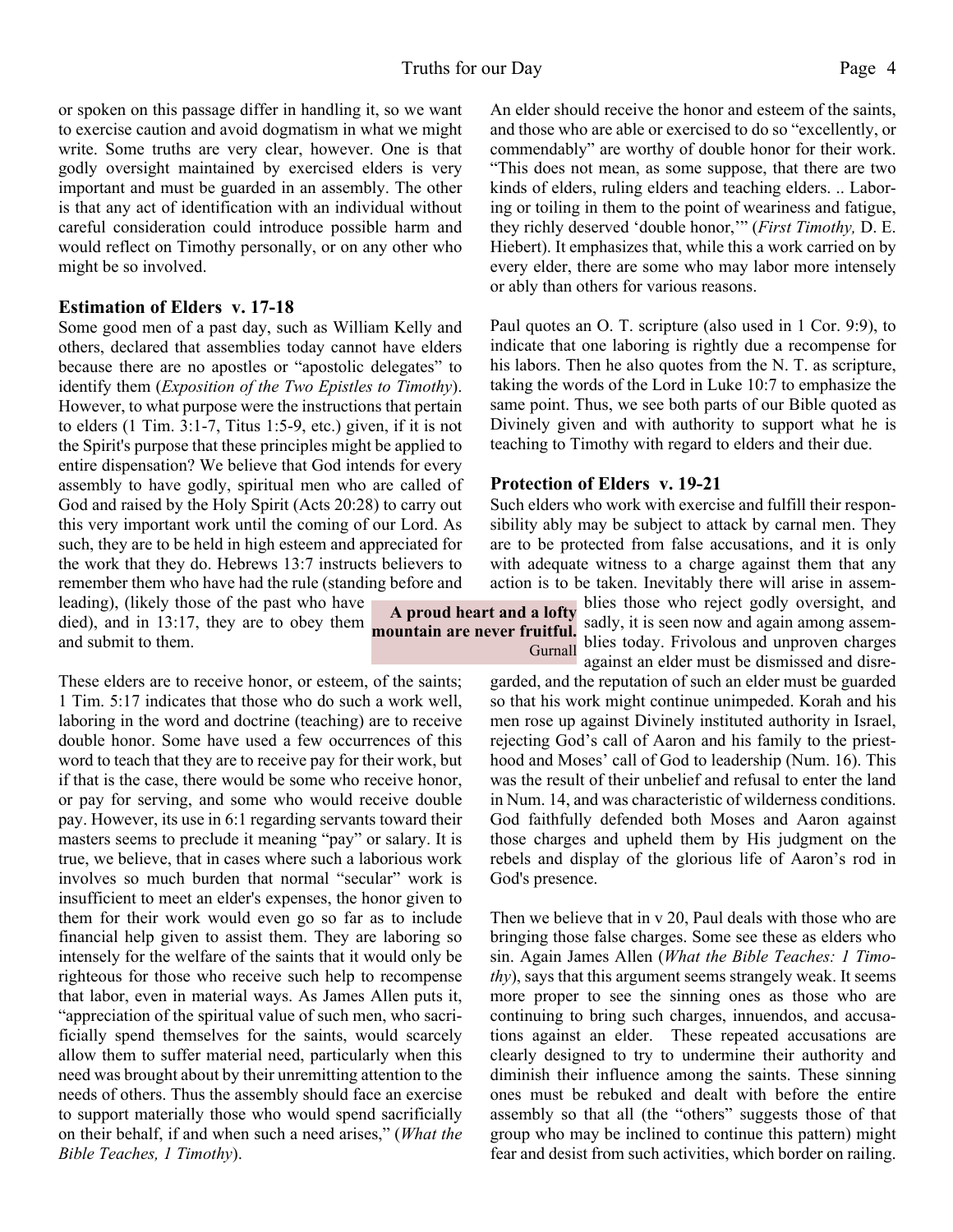or spoken on this passage differ in handling it, so we want to exercise caution and avoid dogmatism in what we might write. Some truths are very clear, however. One is that godly oversight maintained by exercised elders is very important and must be guarded in an assembly. The other is that any act of identification with an individual without careful consideration could introduce possible harm and would reflect on Timothy personally, or on any other who might be so involved.

### Estimation of Elders v. 17-18

Some good men of a past day, such as William Kelly and others, declared that assemblies today cannot have elders because there are no apostles or "apostolic delegates" to identify them (*Exposition of the Two Epistles to Timothy*). However, to what purpose were the instructions that pertain to elders (1 Tim. 3:1-7, Titus 1:5-9, etc.) given, if it is not the Spirit's purpose that these principles might be applied to entire dispensation? We believe that God intends for every assembly to have godly, spiritual men who are called of God and raised by the Holy Spirit (Acts 20:28) to carry out this very important work until the coming of our Lord. As such, they are to be held in high esteem and appreciated for the work that they do. Hebrews 13:7 instructs believers to remember them who have had the rule (standing before and leading), (likely those of the past who have died), and in 13:17, they are to obey them and submit to them.

> **A proud heart and a lofty mountain are never fruitful.**
> Gurnall

These elders are to receive honor, or esteem, of the saints; 1 Tim. 5:17 indicates that those who do such a work well, laboring in the word and doctrine (teaching) are to receive double honor. Some have used a few occurrences of this word to teach that they are to receive pay for their work, but if that is the case, there would be some who receive honor, or pay for serving, and some who would receive double pay. However, its use in 6:1 regarding servants toward their masters seems to preclude it meaning "pay" or salary. It is true, we believe, that in cases where such a laborious work involves so much burden that normal "secular" work is insufficient to meet an elder's expenses, the honor given to them for their work would even go so far as to include financial help given to assist them. They are laboring so intensely for the welfare of the saints that it would only be righteous for those who receive such help to recompense that labor, even in material ways. As James Allen puts it, "appreciation of the spiritual value of such men, who sacrificially spend themselves for the saints, would scarcely allow them to suffer material need, particularly when this need was brought about by their unremitting attention to the needs of others. Thus the assembly should face an exercise to support materially those who would spend sacrificially on their behalf, if and when such a need arises," (*What the Bible Teaches, 1 Timothy*).

An elder should receive the honor and esteem of the saints, and those who are able or exercised to do so "excellently, or commendably" are worthy of double honor for their work. "This does not mean, as some suppose, that there are two kinds of elders, ruling elders and teaching elders. .. Laboring or toiling in them to the point of weariness and fatigue, they richly deserved 'double honor,'" (*First Timothy,* D. E. Hiebert). It emphasizes that, while this a work carried on by every elder, there are some who may labor more intensely or ably than others for various reasons.

Paul quotes an O. T. scripture (also used in 1 Cor. 9:9), to indicate that one laboring is rightly due a recompense for his labors. Then he also quotes from the N. T. as scripture, taking the words of the Lord in Luke 10:7 to emphasize the same point. Thus, we see both parts of our Bible quoted as Divinely given and with authority to support what he is teaching to Timothy with regard to elders and their due.

### Protection of Elders v. 19-21

Such elders who work with exercise and fulfill their responsibility ably may be subject to attack by carnal men. They are to be protected from false accusations, and it is only with adequate witness to a charge against them that any action is to be taken. Inevitably there will arise in assemblies those who reject godly oversight, and sadly, it is seen now and again among assemblies today. Frivolous and unproven charges against an elder must be dismissed and disregarded, and the reputation of such an elder must be guarded so that his work might continue unimpeded. Korah and his men rose up against Divinely instituted authority in Israel, rejecting God's call of Aaron and his family to the priesthood and Moses' call of God to leadership (Num. 16). This was the result of their unbelief and refusal to enter the land in Num. 14, and was characteristic of wilderness conditions. God faithfully defended both Moses and Aaron against those charges and upheld them by His judgment on the rebels and display of the glorious life of Aaron's rod in God's presence.

Then we believe that in v 20, Paul deals with those who are bringing those false charges. Some see these as elders who sin. Again James Allen (*What the Bible Teaches: 1 Timothy*), says that this argument seems strangely weak. It seems more proper to see the sinning ones as those who are continuing to bring such charges, innuendos, and accusations against an elder. These repeated accusations are clearly designed to try to undermine their authority and diminish their influence among the saints. These sinning ones must be rebuked and dealt with before the entire assembly so that all (the "others" suggests those of that group who may be inclined to continue this pattern) might fear and desist from such activities, which border on railing.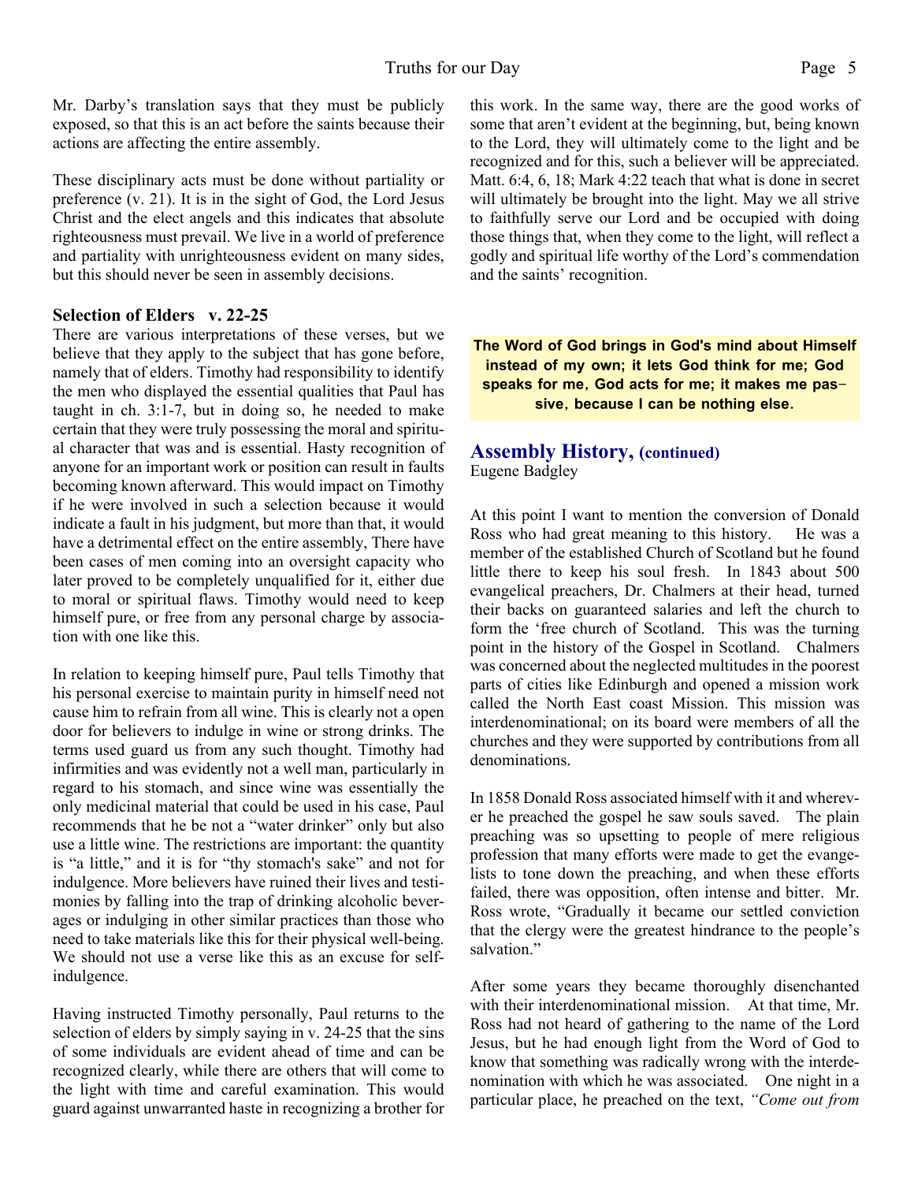Mr. Darby's translation says that they must be publicly exposed, so that this is an act before the saints because their actions are affecting the entire assembly.

These disciplinary acts must be done without partiality or preference (v. 21). It is in the sight of God, the Lord Jesus Christ and the elect angels and this indicates that absolute righteousness must prevail. We live in a world of preference and partiality with unrighteousness evident on many sides, but this should never be seen in assembly decisions.

### Selection of Elders v. 22-25

There are various interpretations of these verses, but we believe that they apply to the subject that has gone before, namely that of elders. Timothy had responsibility to identify the men who displayed the essential qualities that Paul has taught in ch. 3:1-7, but in doing so, he needed to make certain that they were truly possessing the moral and spiritual character that was and is essential. Hasty recognition of anyone for an important work or position can result in faults becoming known afterward. This would impact on Timothy if he were involved in such a selection because it would indicate a fault in his judgment, but more than that, it would have a detrimental effect on the entire assembly, There have been cases of men coming into an oversight capacity who later proved to be completely unqualified for it, either due to moral or spiritual flaws. Timothy would need to keep himself pure, or free from any personal charge by association with one like this.

In relation to keeping himself pure, Paul tells Timothy that his personal exercise to maintain purity in himself need not cause him to refrain from all wine. This is clearly not a open door for believers to indulge in wine or strong drinks. The terms used guard us from any such thought. Timothy had infirmities and was evidently not a well man, particularly in regard to his stomach, and since wine was essentially the only medicinal material that could be used in his case, Paul recommends that he be not a "water drinker" only but also use a little wine. The restrictions are important: the quantity is "a little," and it is for "thy stomach's sake" and not for indulgence. More believers have ruined their lives and testimonies by falling into the trap of drinking alcoholic beverages or indulging in other similar practices than those who need to take materials like this for their physical well-being. We should not use a verse like this as an excuse for self-indulgence.

Having instructed Timothy personally, Paul returns to the selection of elders by simply saying in v. 24-25 that the sins of some individuals are evident ahead of time and can be recognized clearly, while there are others that will come to the light with time and careful examination. This would guard against unwarranted haste in recognizing a brother for this work. In the same way, there are the good works of some that aren't evident at the beginning, but, being known to the Lord, they will ultimately come to the light and be recognized and for this, such a believer will be appreciated. Matt. 6:4, 6, 18; Mark 4:22 teach that what is done in secret will ultimately be brought into the light. May we all strive to faithfully serve our Lord and be occupied with doing those things that, when they come to the light, will reflect a godly and spiritual life worthy of the Lord's commendation and the saints' recognition.

**The Word of God brings in God's mind about Himself instead of my own; it lets God think for me; God speaks for me, God acts for me; it makes me passive, because I can be nothing else.**

## Assembly History, (continued)

Eugene Badgley

At this point I want to mention the conversion of Donald Ross who had great meaning to this history. He was a member of the established Church of Scotland but he found little there to keep his soul fresh. In 1843 about 500 evangelical preachers, Dr. Chalmers at their head, turned their backs on guaranteed salaries and left the church to form the 'free church of Scotland. This was the turning point in the history of the Gospel in Scotland. Chalmers was concerned about the neglected multitudes in the poorest parts of cities like Edinburgh and opened a mission work called the North East coast Mission. This mission was interdenominational; on its board were members of all the churches and they were supported by contributions from all denominations.

In 1858 Donald Ross associated himself with it and wherever he preached the gospel he saw souls saved. The plain preaching was so upsetting to people of mere religious profession that many efforts were made to get the evangelists to tone down the preaching, and when these efforts failed, there was opposition, often intense and bitter. Mr. Ross wrote, "Gradually it became our settled conviction that the clergy were the greatest hindrance to the people's salvation."

After some years they became thoroughly disenchanted with their interdenominational mission. At that time, Mr. Ross had not heard of gathering to the name of the Lord Jesus, but he had enough light from the Word of God to know that something was radically wrong with the interdenomination with which he was associated. One night in a particular place, he preached on the text, *"Come out from*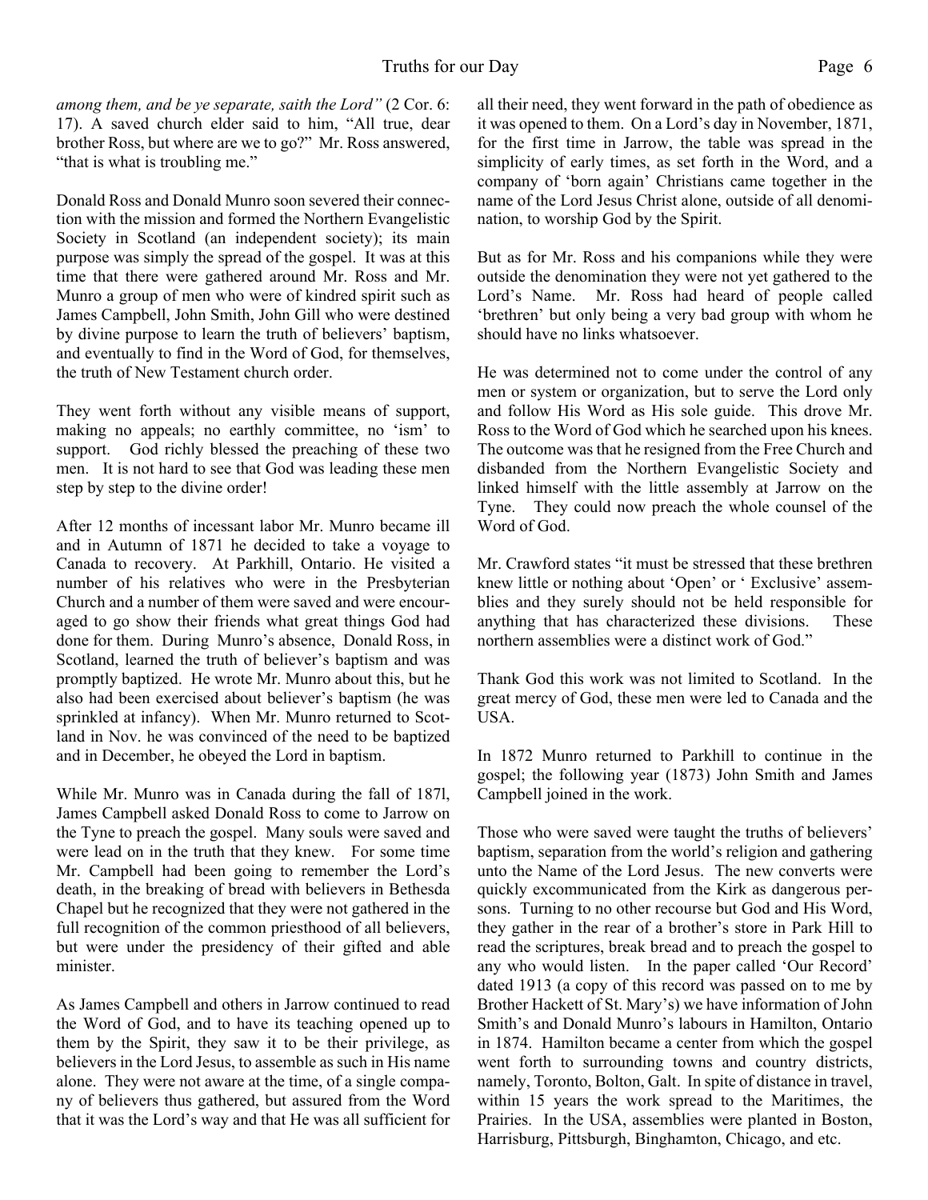*among them, and be ye separate, saith the Lord"* (2 Cor. 6: 17). A saved church elder said to him, "All true, dear brother Ross, but where are we to go?" Mr. Ross answered, "that is what is troubling me."

Donald Ross and Donald Munro soon severed their connection with the mission and formed the Northern Evangelistic Society in Scotland (an independent society); its main purpose was simply the spread of the gospel. It was at this time that there were gathered around Mr. Ross and Mr. Munro a group of men who were of kindred spirit such as James Campbell, John Smith, John Gill who were destined by divine purpose to learn the truth of believers' baptism, and eventually to find in the Word of God, for themselves, the truth of New Testament church order.

They went forth without any visible means of support, making no appeals; no earthly committee, no 'ism' to support. God richly blessed the preaching of these two men. It is not hard to see that God was leading these men step by step to the divine order!

After 12 months of incessant labor Mr. Munro became ill and in Autumn of 1871 he decided to take a voyage to Canada to recovery. At Parkhill, Ontario. He visited a number of his relatives who were in the Presbyterian Church and a number of them were saved and were encouraged to go show their friends what great things God had done for them. During Munro's absence, Donald Ross, in Scotland, learned the truth of believer's baptism and was promptly baptized. He wrote Mr. Munro about this, but he also had been exercised about believer's baptism (he was sprinkled at infancy). When Mr. Munro returned to Scotland in Nov. he was convinced of the need to be baptized and in December, he obeyed the Lord in baptism.

While Mr. Munro was in Canada during the fall of 187l, James Campbell asked Donald Ross to come to Jarrow on the Tyne to preach the gospel. Many souls were saved and were lead on in the truth that they knew. For some time Mr. Campbell had been going to remember the Lord's death, in the breaking of bread with believers in Bethesda Chapel but he recognized that they were not gathered in the full recognition of the common priesthood of all believers, but were under the presidency of their gifted and able minister.

As James Campbell and others in Jarrow continued to read the Word of God, and to have its teaching opened up to them by the Spirit, they saw it to be their privilege, as believers in the Lord Jesus, to assemble as such in His name alone. They were not aware at the time, of a single company of believers thus gathered, but assured from the Word that it was the Lord's way and that He was all sufficient for all their need, they went forward in the path of obedience as it was opened to them. On a Lord's day in November, 1871, for the first time in Jarrow, the table was spread in the simplicity of early times, as set forth in the Word, and a company of 'born again' Christians came together in the name of the Lord Jesus Christ alone, outside of all denomination, to worship God by the Spirit.

But as for Mr. Ross and his companions while they were outside the denomination they were not yet gathered to the Lord's Name. Mr. Ross had heard of people called 'brethren' but only being a very bad group with whom he should have no links whatsoever.

He was determined not to come under the control of any men or system or organization, but to serve the Lord only and follow His Word as His sole guide. This drove Mr. Ross to the Word of God which he searched upon his knees. The outcome was that he resigned from the Free Church and disbanded from the Northern Evangelistic Society and linked himself with the little assembly at Jarrow on the Tyne. They could now preach the whole counsel of the Word of God.

Mr. Crawford states "it must be stressed that these brethren knew little or nothing about 'Open' or ' Exclusive' assemblies and they surely should not be held responsible for anything that has characterized these divisions. These northern assemblies were a distinct work of God."

Thank God this work was not limited to Scotland. In the great mercy of God, these men were led to Canada and the USA.

In 1872 Munro returned to Parkhill to continue in the gospel; the following year (1873) John Smith and James Campbell joined in the work.

Those who were saved were taught the truths of believers' baptism, separation from the world's religion and gathering unto the Name of the Lord Jesus. The new converts were quickly excommunicated from the Kirk as dangerous persons. Turning to no other recourse but God and His Word, they gather in the rear of a brother's store in Park Hill to read the scriptures, break bread and to preach the gospel to any who would listen. In the paper called 'Our Record' dated 1913 (a copy of this record was passed on to me by Brother Hackett of St. Mary's) we have information of John Smith's and Donald Munro's labours in Hamilton, Ontario in 1874. Hamilton became a center from which the gospel went forth to surrounding towns and country districts, namely, Toronto, Bolton, Galt. In spite of distance in travel, within 15 years the work spread to the Maritimes, the Prairies. In the USA, assemblies were planted in Boston, Harrisburg, Pittsburgh, Binghamton, Chicago, and etc.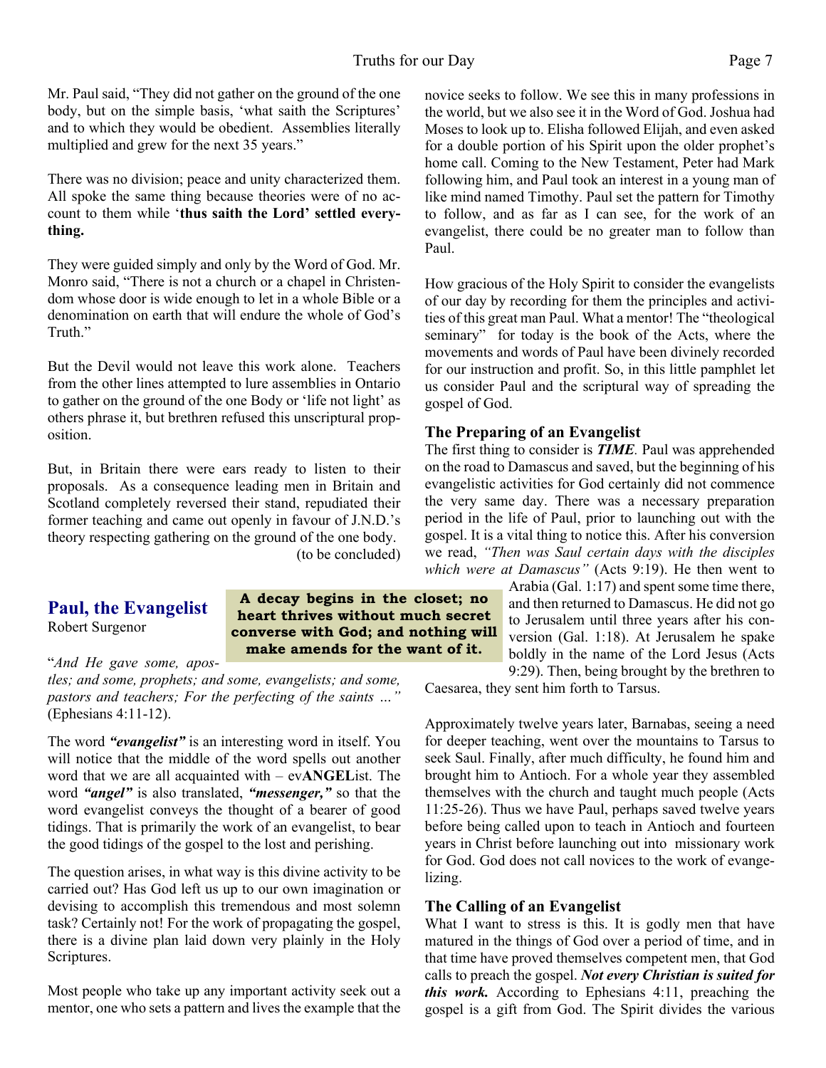Mr. Paul said, "They did not gather on the ground of the one body, but on the simple basis, 'what saith the Scriptures' and to which they would be obedient. Assemblies literally multiplied and grew for the next 35 years."

There was no division; peace and unity characterized them. All spoke the same thing because theories were of no account to them while '**thus saith the Lord' settled everything.**

They were guided simply and only by the Word of God. Mr. Monro said, "There is not a church or a chapel in Christendom whose door is wide enough to let in a whole Bible or a denomination on earth that will endure the whole of God's Truth."

But the Devil would not leave this work alone. Teachers from the other lines attempted to lure assemblies in Ontario to gather on the ground of the one Body or 'life not light' as others phrase it, but brethren refused this unscriptural proposition.

But, in Britain there were ears ready to listen to their proposals. As a consequence leading men in Britain and Scotland completely reversed their stand, repudiated their former teaching and came out openly in favour of J.N.D.'s theory respecting gathering on the ground of the one body.

(to be concluded)

## Paul, the Evangelist

Robert Surgenor

**A decay begins in the closet; no heart thrives without much secret converse with God; and nothing will make amends for the want of it.**

"*And He gave some, apostles; and some, prophets; and some, evangelists; and some, pastors and teachers; For the perfecting of the saints …*" (Ephesians 4:11-12).

The word ***"evangelist"*** is an interesting word in itself. You will notice that the middle of the word spells out another word that we are all acquainted with – ev**ANGEL**ist. The word ***"angel"*** is also translated, ***"messenger,"*** so that the word evangelist conveys the thought of a bearer of good tidings. That is primarily the work of an evangelist, to bear the good tidings of the gospel to the lost and perishing.

The question arises, in what way is this divine activity to be carried out? Has God left us up to our own imagination or devising to accomplish this tremendous and most solemn task? Certainly not! For the work of propagating the gospel, there is a divine plan laid down very plainly in the Holy Scriptures.

Most people who take up any important activity seek out a mentor, one who sets a pattern and lives the example that the novice seeks to follow. We see this in many professions in the world, but we also see it in the Word of God. Joshua had Moses to look up to. Elisha followed Elijah, and even asked for a double portion of his Spirit upon the older prophet's home call. Coming to the New Testament, Peter had Mark following him, and Paul took an interest in a young man of like mind named Timothy. Paul set the pattern for Timothy to follow, and as far as I can see, for the work of an evangelist, there could be no greater man to follow than Paul.

How gracious of the Holy Spirit to consider the evangelists of our day by recording for them the principles and activities of this great man Paul. What a mentor! The "theological seminary" for today is the book of the Acts, where the movements and words of Paul have been divinely recorded for our instruction and profit. So, in this little pamphlet let us consider Paul and the scriptural way of spreading the gospel of God.

### The Preparing of an Evangelist

The first thing to consider is ***TIME***. Paul was apprehended on the road to Damascus and saved, but the beginning of his evangelistic activities for God certainly did not commence the very same day. There was a necessary preparation period in the life of Paul, prior to launching out with the gospel. It is a vital thing to notice this. After his conversion we read, *"Then was Saul certain days with the disciples which were at Damascus"* (Acts 9:19). He then went to Arabia (Gal. 1:17) and spent some time there, and then returned to Damascus. He did not go to Jerusalem until three years after his conversion (Gal. 1:18). At Jerusalem he spake boldly in the name of the Lord Jesus (Acts 9:29). Then, being brought by the brethren to Caesarea, they sent him forth to Tarsus.

Approximately twelve years later, Barnabas, seeing a need for deeper teaching, went over the mountains to Tarsus to seek Saul. Finally, after much difficulty, he found him and brought him to Antioch. For a whole year they assembled themselves with the church and taught much people (Acts 11:25-26). Thus we have Paul, perhaps saved twelve years before being called upon to teach in Antioch and fourteen years in Christ before launching out into missionary work for God. God does not call novices to the work of evangelizing.

### The Calling of an Evangelist

What I want to stress is this. It is godly men that have matured in the things of God over a period of time, and in that time have proved themselves competent men, that God calls to preach the gospel. ***Not every Christian is suited for this work.*** According to Ephesians 4:11, preaching the gospel is a gift from God. The Spirit divides the various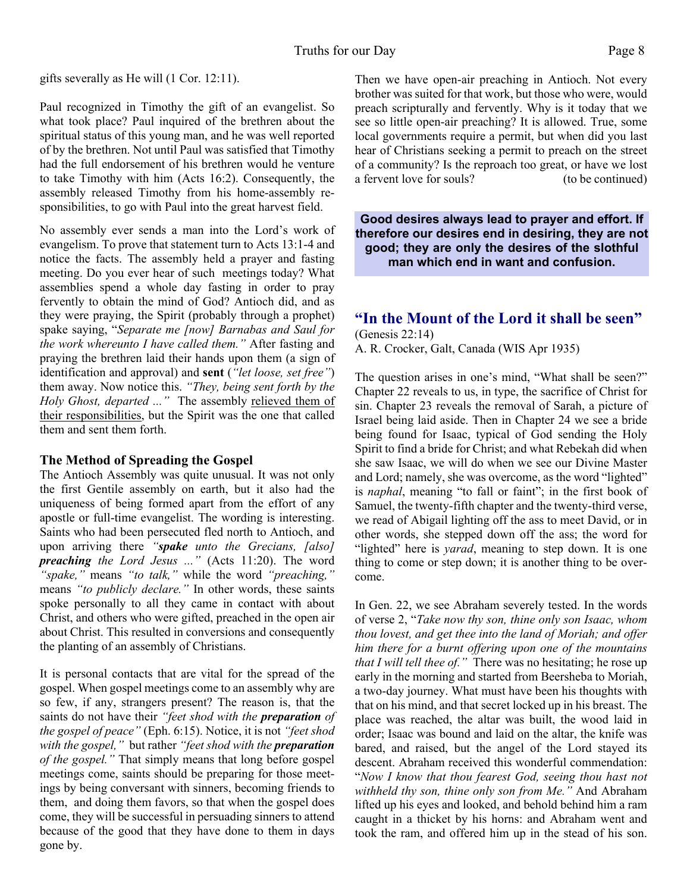gifts severally as He will (1 Cor. 12:11).

Paul recognized in Timothy the gift of an evangelist. So what took place? Paul inquired of the brethren about the spiritual status of this young man, and he was well reported of by the brethren. Not until Paul was satisfied that Timothy had the full endorsement of his brethren would he venture to take Timothy with him (Acts 16:2). Consequently, the assembly released Timothy from his home-assembly responsibilities, to go with Paul into the great harvest field.

No assembly ever sends a man into the Lord's work of evangelism. To prove that statement turn to Acts 13:1-4 and notice the facts. The assembly held a prayer and fasting meeting. Do you ever hear of such meetings today? What assemblies spend a whole day fasting in order to pray fervently to obtain the mind of God? Antioch did, and as they were praying, the Spirit (probably through a prophet) spake saying, "*Separate me [now] Barnabas and Saul for the work whereunto I have called them.*" After fasting and praying the brethren laid their hands upon them (a sign of identification and approval) and **sent** (*"let loose, set free"*) them away. Now notice this. *"They, being sent forth by the Holy Ghost, departed ..."* The assembly relieved them of their responsibilities, but the Spirit was the one that called them and sent them forth.

### The Method of Spreading the Gospel

The Antioch Assembly was quite unusual. It was not only the first Gentile assembly on earth, but it also had the uniqueness of being formed apart from the effort of any apostle or full-time evangelist. The wording is interesting. Saints who had been persecuted fled north to Antioch, and upon arriving there *"**spake** unto the Grecians, [also] **preaching** the Lord Jesus ..."* (Acts 11:20). The word *"spake,"* means *"to talk,"* while the word *"preaching,"* means *"to publicly declare."* In other words, these saints spoke personally to all they came in contact with about Christ, and others who were gifted, preached in the open air about Christ. This resulted in conversions and consequently the planting of an assembly of Christians.

It is personal contacts that are vital for the spread of the gospel. When gospel meetings come to an assembly why are so few, if any, strangers present? The reason is, that the saints do not have their *"feet shod with the **preparation** of the gospel of peace"* (Eph. 6:15). Notice, it is not *"feet shod with the gospel,"* but rather *"feet shod with the **preparation** of the gospel."* That simply means that long before gospel meetings come, saints should be preparing for those meetings by being conversant with sinners, becoming friends to them, and doing them favors, so that when the gospel does come, they will be successful in persuading sinners to attend because of the good that they have done to them in days gone by.

Then we have open-air preaching in Antioch. Not every brother was suited for that work, but those who were, would preach scripturally and fervently. Why is it today that we see so little open-air preaching? It is allowed. True, some local governments require a permit, but when did you last hear of Christians seeking a permit to preach on the street of a community? Is the reproach too great, or have we lost a fervent love for souls? (to be continued)

**Good desires always lead to prayer and effort. If therefore our desires end in desiring, they are not good; they are only the desires of the slothful man which end in want and confusion.**

## "In the Mount of the Lord it shall be seen"

(Genesis 22:14)
A. R. Crocker, Galt, Canada (WIS Apr 1935)

The question arises in one's mind, "What shall be seen?" Chapter 22 reveals to us, in type, the sacrifice of Christ for sin. Chapter 23 reveals the removal of Sarah, a picture of Israel being laid aside. Then in Chapter 24 we see a bride being found for Isaac, typical of God sending the Holy Spirit to find a bride for Christ; and what Rebekah did when she saw Isaac, we will do when we see our Divine Master and Lord; namely, she was overcome, as the word "lighted" is *naphal*, meaning "to fall or faint"; in the first book of Samuel, the twenty-fifth chapter and the twenty-third verse, we read of Abigail lighting off the ass to meet David, or in other words, she stepped down off the ass; the word for "lighted" here is *yarad*, meaning to step down. It is one thing to come or step down; it is another thing to be overcome.

In Gen. 22, we see Abraham severely tested. In the words of verse 2, "*Take now thy son, thine only son Isaac, whom thou lovest, and get thee into the land of Moriah; and offer him there for a burnt offering upon one of the mountains that I will tell thee of.*" There was no hesitating; he rose up early in the morning and started from Beersheba to Moriah, a two-day journey. What must have been his thoughts with that on his mind, and that secret locked up in his breast. The place was reached, the altar was built, the wood laid in order; Isaac was bound and laid on the altar, the knife was bared, and raised, but the angel of the Lord stayed its descent. Abraham received this wonderful commendation: "*Now I know that thou fearest God, seeing thou hast not withheld thy son, thine only son from Me.*" And Abraham lifted up his eyes and looked, and behold behind him a ram caught in a thicket by his horns: and Abraham went and took the ram, and offered him up in the stead of his son.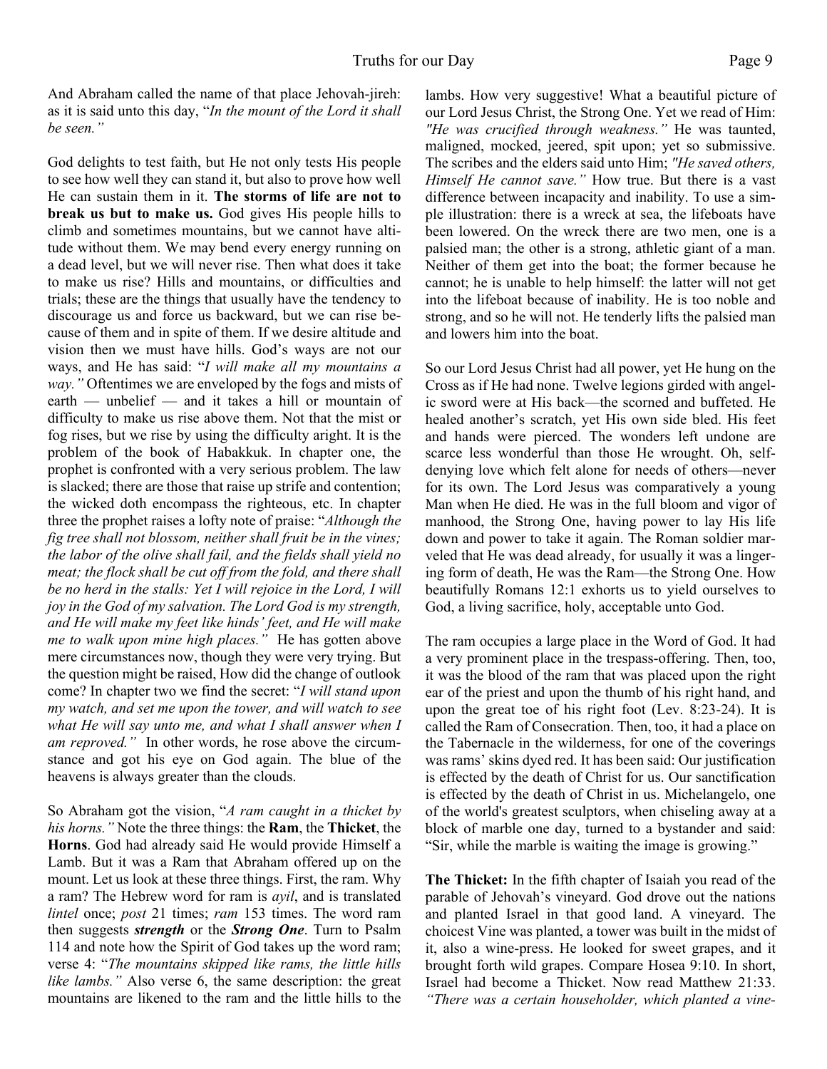And Abraham called the name of that place Jehovah-jireh: as it is said unto this day, "*In the mount of the Lord it shall be seen."*

God delights to test faith, but He not only tests His people to see how well they can stand it, but also to prove how well He can sustain them in it. **The storms of life are not to break us but to make us.** God gives His people hills to climb and sometimes mountains, but we cannot have altitude without them. We may bend every energy running on a dead level, but we will never rise. Then what does it take to make us rise? Hills and mountains, or difficulties and trials; these are the things that usually have the tendency to discourage us and force us backward, but we can rise because of them and in spite of them. If we desire altitude and vision then we must have hills. God's ways are not our ways, and He has said: "*I will make all my mountains a way."* Oftentimes we are enveloped by the fogs and mists of earth — unbelief — and it takes a hill or mountain of difficulty to make us rise above them. Not that the mist or fog rises, but we rise by using the difficulty aright. It is the problem of the book of Habakkuk. In chapter one, the prophet is confronted with a very serious problem. The law is slacked; there are those that raise up strife and contention; the wicked doth encompass the righteous, etc. In chapter three the prophet raises a lofty note of praise: "*Although the fig tree shall not blossom, neither shall fruit be in the vines; the labor of the olive shall fail, and the fields shall yield no meat; the flock shall be cut off from the fold, and there shall be no herd in the stalls: Yet I will rejoice in the Lord, I will joy in the God of my salvation. The Lord God is my strength, and He will make my feet like hinds' feet, and He will make me to walk upon mine high places."* He has gotten above mere circumstances now, though they were very trying. But the question might be raised, How did the change of outlook come? In chapter two we find the secret: "*I will stand upon my watch, and set me upon the tower, and will watch to see what He will say unto me, and what I shall answer when I am reproved."* In other words, he rose above the circumstance and got his eye on God again. The blue of the heavens is always greater than the clouds.

So Abraham got the vision, "*A ram caught in a thicket by his horns."* Note the three things: the **Ram**, the **Thicket**, the **Horns**. God had already said He would provide Himself a Lamb. But it was a Ram that Abraham offered up on the mount. Let us look at these three things. First, the ram. Why a ram? The Hebrew word for ram is *ayil*, and is translated *lintel* once; *post* 21 times; *ram* 153 times. The word ram then suggests ***strength*** or the ***Strong One***. Turn to Psalm 114 and note how the Spirit of God takes up the word ram; verse 4: "*The mountains skipped like rams, the little hills like lambs."* Also verse 6, the same description: the great mountains are likened to the ram and the little hills to the lambs. How very suggestive! What a beautiful picture of our Lord Jesus Christ, the Strong One. Yet we read of Him: *"He was crucified through weakness."* He was taunted, maligned, mocked, jeered, spit upon; yet so submissive. The scribes and the elders said unto Him; *"He saved others, Himself He cannot save."* How true. But there is a vast difference between incapacity and inability. To use a simple illustration: there is a wreck at sea, the lifeboats have been lowered. On the wreck there are two men, one is a palsied man; the other is a strong, athletic giant of a man. Neither of them get into the boat; the former because he cannot; he is unable to help himself: the latter will not get into the lifeboat because of inability. He is too noble and strong, and so he will not. He tenderly lifts the palsied man and lowers him into the boat.

So our Lord Jesus Christ had all power, yet He hung on the Cross as if He had none. Twelve legions girded with angelic sword were at His back—the scorned and buffeted. He healed another's scratch, yet His own side bled. His feet and hands were pierced. The wonders left undone are scarce less wonderful than those He wrought. Oh, self-denying love which felt alone for needs of others—never for its own. The Lord Jesus was comparatively a young Man when He died. He was in the full bloom and vigor of manhood, the Strong One, having power to lay His life down and power to take it again. The Roman soldier marveled that He was dead already, for usually it was a lingering form of death, He was the Ram—the Strong One. How beautifully Romans 12:1 exhorts us to yield ourselves to God, a living sacrifice, holy, acceptable unto God.

The ram occupies a large place in the Word of God. It had a very prominent place in the trespass-offering. Then, too, it was the blood of the ram that was placed upon the right ear of the priest and upon the thumb of his right hand, and upon the great toe of his right foot (Lev. 8:23-24). It is called the Ram of Consecration. Then, too, it had a place on the Tabernacle in the wilderness, for one of the coverings was rams' skins dyed red. It has been said: Our justification is effected by the death of Christ for us. Our sanctification is effected by the death of Christ in us. Michelangelo, one of the world's greatest sculptors, when chiseling away at a block of marble one day, turned to a bystander and said: "Sir, while the marble is waiting the image is growing."

**The Thicket:** In the fifth chapter of Isaiah you read of the parable of Jehovah's vineyard. God drove out the nations and planted Israel in that good land. A vineyard. The choicest Vine was planted, a tower was built in the midst of it, also a wine-press. He looked for sweet grapes, and it brought forth wild grapes. Compare Hosea 9:10. In short, Israel had become a Thicket. Now read Matthew 21:33. *"There was a certain householder, which planted a vine-*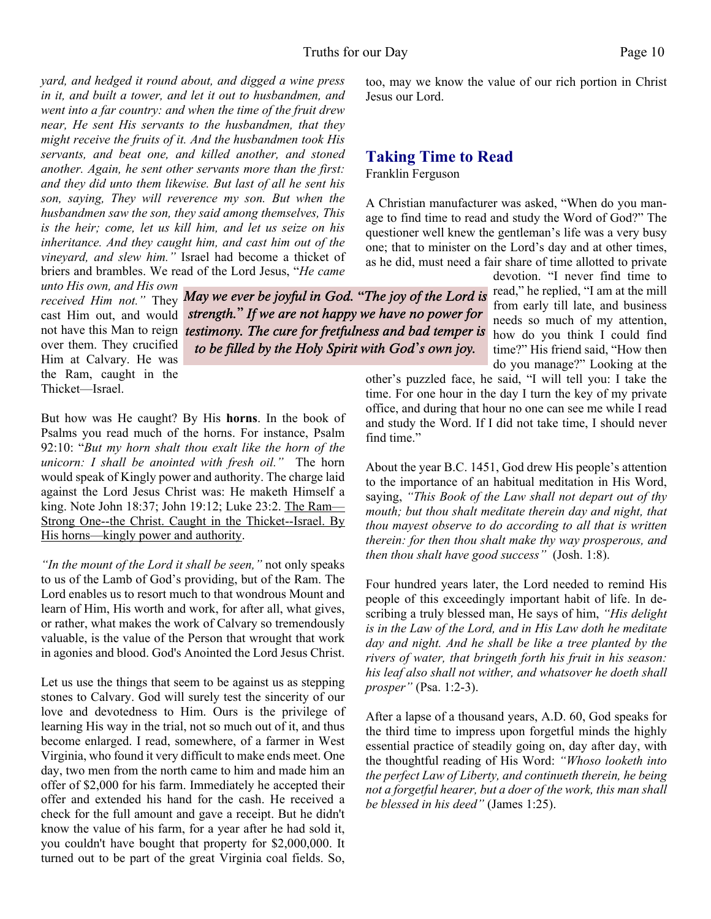*yard, and hedged it round about, and digged a wine press in it, and built a tower, and let it out to husbandmen, and went into a far country: and when the time of the fruit drew near, He sent His servants to the husbandmen, that they might receive the fruits of it. And the husbandmen took His servants, and beat one, and killed another, and stoned another. Again, he sent other servants more than the first: and they did unto them likewise. But last of all he sent his son, saying, They will reverence my son. But when the husbandmen saw the son, they said among themselves, This is the heir; come, let us kill him, and let us seize on his inheritance. And they caught him, and cast him out of the vineyard, and slew him."* Israel had become a thicket of briers and brambles. We read of the Lord Jesus, "*He came unto His own, and His own received Him not."* They cast Him out, and would not have this Man to reign over them. They crucified Him at Calvary. He was the Ram, caught in the Thicket—Israel.

*May we ever be joyful in God. "The joy of the Lord is strength." If we are not happy we have no power for testimony. The cure for fretfulness and bad temper is to be filled by the Holy Spirit with God's own joy.*

But how was He caught? By His **horns**. In the book of Psalms you read much of the horns. For instance, Psalm 92:10: "*But my horn shalt thou exalt like the horn of the unicorn: I shall be anointed with fresh oil."* The horn would speak of Kingly power and authority. The charge laid against the Lord Jesus Christ was: He maketh Himself a king. Note John 18:37; John 19:12; Luke 23:2. The Ram—Strong One--the Christ. Caught in the Thicket--Israel. By His horns—kingly power and authority.

*"In the mount of the Lord it shall be seen,"* not only speaks to us of the Lamb of God's providing, but of the Ram. The Lord enables us to resort much to that wondrous Mount and learn of Him, His worth and work, for after all, what gives, or rather, what makes the work of Calvary so tremendously valuable, is the value of the Person that wrought that work in agonies and blood. God's Anointed the Lord Jesus Christ.

Let us use the things that seem to be against us as stepping stones to Calvary. God will surely test the sincerity of our love and devotedness to Him. Ours is the privilege of learning His way in the trial, not so much out of it, and thus become enlarged. I read, somewhere, of a farmer in West Virginia, who found it very difficult to make ends meet. One day, two men from the north came to him and made him an offer of $2,000 for his farm. Immediately he accepted their offer and extended his hand for the cash. He received a check for the full amount and gave a receipt. But he didn't know the value of his farm, for a year after he had sold it, you couldn't have bought that property for $2,000,000. It turned out to be part of the great Virginia coal fields. So, too, may we know the value of our rich portion in Christ Jesus our Lord.

## Taking Time to Read

Franklin Ferguson

A Christian manufacturer was asked, "When do you manage to find time to read and study the Word of God?" The questioner well knew the gentleman's life was a very busy one; that to minister on the Lord's day and at other times, as he did, must need a fair share of time allotted to private devotion. "I never find time to read," he replied, "I am at the mill from early till late, and business needs so much of my attention, how do you think I could find time?" His friend said, "How then do you manage?" Looking at the other's puzzled face, he said, "I will tell you: I take the time. For one hour in the day I turn the key of my private office, and during that hour no one can see me while I read and study the Word. If I did not take time, I should never find time."

About the year B.C. 1451, God drew His people's attention to the importance of an habitual meditation in His Word, saying, *"This Book of the Law shall not depart out of thy mouth; but thou shalt meditate therein day and night, that thou mayest observe to do according to all that is written therein: for then thou shalt make thy way prosperous, and then thou shalt have good success"* (Josh. 1:8).

Four hundred years later, the Lord needed to remind His people of this exceedingly important habit of life. In describing a truly blessed man, He says of him, *"His delight is in the Law of the Lord, and in His Law doth he meditate day and night. And he shall be like a tree planted by the rivers of water, that bringeth forth his fruit in his season: his leaf also shall not wither, and whatsoever he doeth shall prosper"* (Psa. 1:2-3).

After a lapse of a thousand years, A.D. 60, God speaks for the third time to impress upon forgetful minds the highly essential practice of steadily going on, day after day, with the thoughtful reading of His Word: *"Whoso looketh into the perfect Law of Liberty, and continueth therein, he being not a forgetful hearer, but a doer of the work, this man shall be blessed in his deed"* (James 1:25).